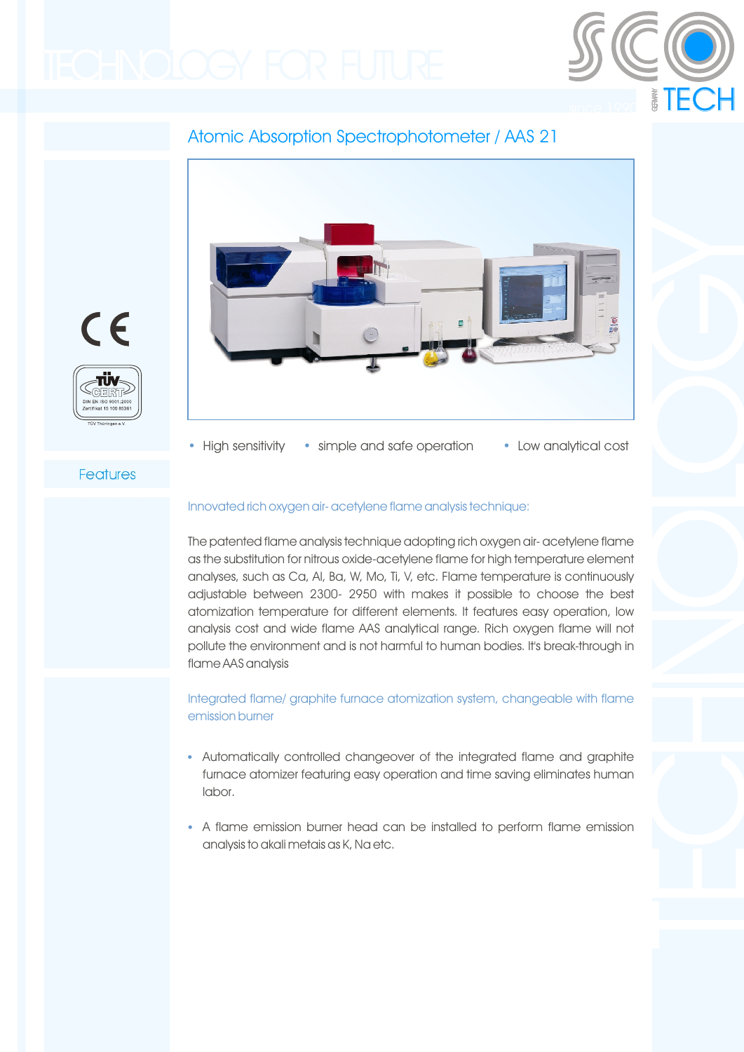# Atomic Absorption Spectrophotometer / AAS 21

- High sensitivity
- simple and safe operation
- Low analytical cost

## Features

### Innovated rich oxygen air- acetylene flame analysis technique:

The patented flame analysis technique adopting rich oxygen air- acetylene flame as the substitution for nitrous oxide-acetylene flame for high temperature element analyses, such as Ca, Al, Ba, W, Mo, Ti, V, etc. Flame temperature is continuously adjustable between 2300- 2950 with makes it possible to choose the best atomization temperature for different elements. It features easy operation, low analysis cost and wide flame AAS analytical range. Rich oxygen flame will not pollute the environment and is not harmful to human bodies. It's break-through in flame AAS analysis

### Integrated flame/ graphite furnace atomization system, changeable with flame emission burner

- Automatically controlled changeover of the integrated flame and graphite furnace atomizer featuring easy operation and time saving eliminates human labor.
- A flame emission burner head can be installed to perform flame emission analysis to akali metais as K, Na etc.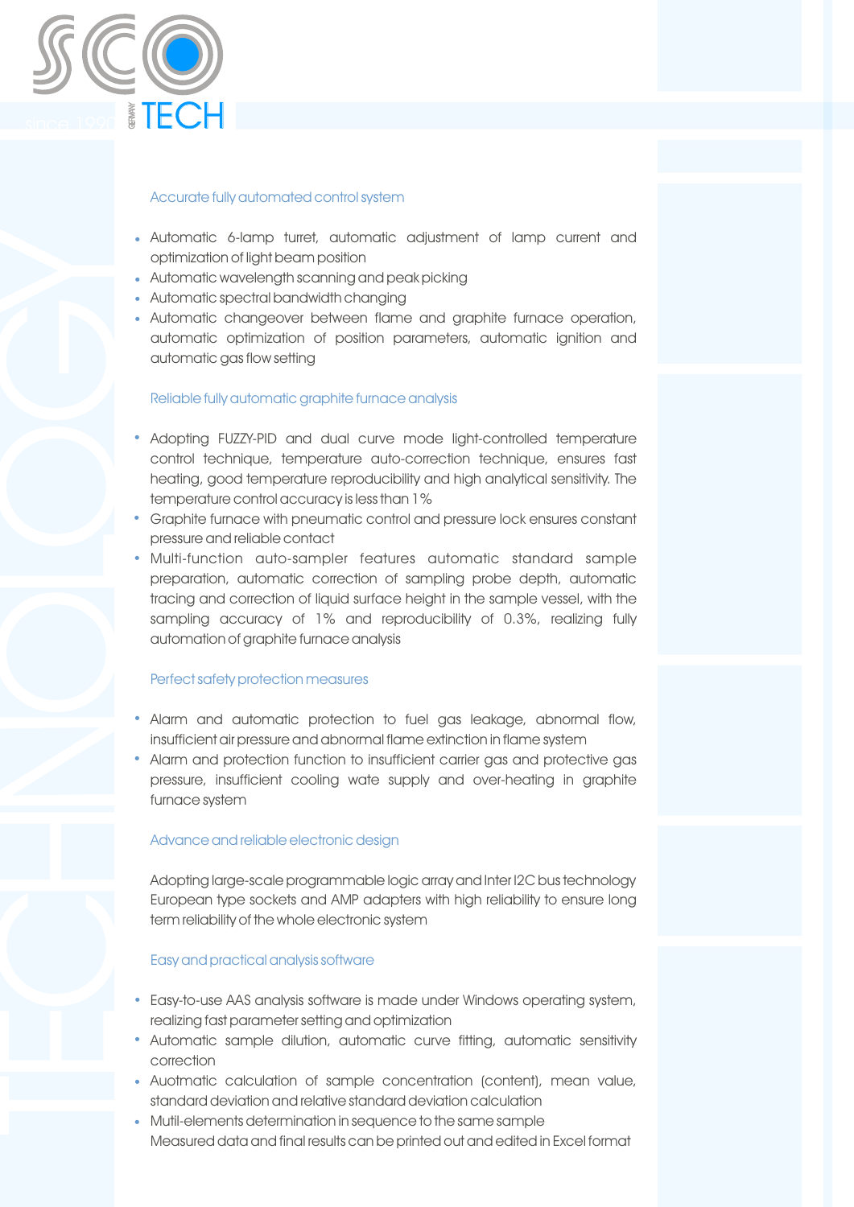## Accurate fully automated control system

- Automatic 6-lamp turret, automatic adjustment of lamp current and optimization of light beam position
- Automatic wavelength scanning and peak picking
- Automatic spectral bandwidth changing
- Automatic changeover between flame and graphite furnace operation, automatic optimization of position parameters, automatic ignition and automatic gas flow setting

## Reliable fully automatic graphite furnace analysis

- Adopting FUZZY-PID and dual curve mode light-controlled temperature control technique, temperature auto-correction technique, ensures fast heating, good temperature reproducibility and high analytical sensitivity. The temperature control accuracy is less than 1%
- Graphite furnace with pneumatic control and pressure lock ensures constant pressure and reliable contact
- Multi-function auto-sampler features automatic standard sample preparation, automatic correction of sampling probe depth, automatic tracing and correction of liquid surface height in the sample vessel, with the sampling accuracy of 1% and reproducibility of 0.3%, realizing fully automation of graphite furnace analysis

## Perfect safety protection measures

- Alarm and automatic protection to fuel gas leakage, abnormal flow, insufficient air pressure and abnormal flame extinction in flame system
- Alarm and protection function to insufficient carrier gas and protective gas pressure, insufficient cooling wate supply and over-heating in graphite furnace system

## Advance and reliable electronic design

Adopting large-scale programmable logic array and Inter I2C bus technology European type sockets and AMP adapters with high reliability to ensure long term reliability of the whole electronic system

## Easy and practical analysis software

- Easy-to-use AAS analysis software is made under Windows operating system, realizing fast parameter setting and optimization
- Automatic sample dilution, automatic curve fitting, automatic sensitivity correction
- Auotmatic calculation of sample concentration (content), mean value, standard deviation and relative standard deviation calculation
- Mutil-elements determination in sequence to the same sample
  Measured data and final results can be printed out and edited in Excel format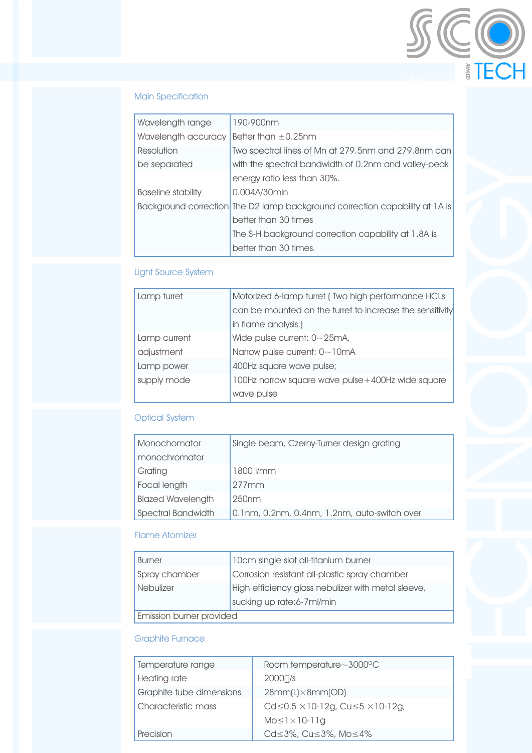## Main Specification

| | |
|---|---|
| Wavelength range | 190-900nm |
| Wavelength accuracy | Better than ±0.25nm |
| Resolution be separated | Two spectral lines of Mn at 279.5nm and 279.8nm can with the spectral bandwidth of 0.2nm and valley-peak energy ratio less than 30%. |
| Baseline stability | 0.004A/30min |
| Background correction | The D2 lamp background correction capability at 1A is better than 30 times<br>The S-H background correction capability at 1.8A is better than 30 times. |

## Light Source System

| | |
|---|---|
| Lamp turret | Motorized 6-lamp turret ( Two high performance HCLs can be mounted on the turret to increase the sensitivity in flame analysis.) |
| Lamp current adjustment | Wide pulse current: 0~25mA,<br>Narrow pulse current: 0~10mA |
| Lamp power supply mode | 400Hz square wave pulse;<br>100Hz narrow square wave pulse+400Hz wide square wave pulse |

## Optical System

| | |
|---|---|
| Monochomator monochromator | Single beam, Czerny-Turner design grating |
| Grating | 1800 l/mm |
| Focal length | 277mm |
| Blazed Wavelength | 250nm |
| Spectral Bandwidth | 0.1nm, 0.2nm, 0.4nm, 1.2nm, auto-switch over |

## Flame Atomizer

| | |
|---|---|
| Burner | 10cm single slot all-titanium burner |
| Spray chamber | Corrosion resistant all-plastic spray chamber |
| Nebulizer | High efficiency glass nebulizer with metal sleeve, sucking up rate:6-7ml/min |
| Emission burner provided | |

## Graphite Furnace

| | |
|---|---|
| Temperature range | Room temperature~3000°C |
| Heating rate | 2000/s |
| Graphite tube dimensions | 28mm(L)×8mm(OD) |
| Characteristic mass | Cd≤0.5 ×10-12g, Cu≤5 ×10-12g, Mo≤1×10-11g |
| Precision | Cd≤3%, Cu≤3%, Mo≤4% |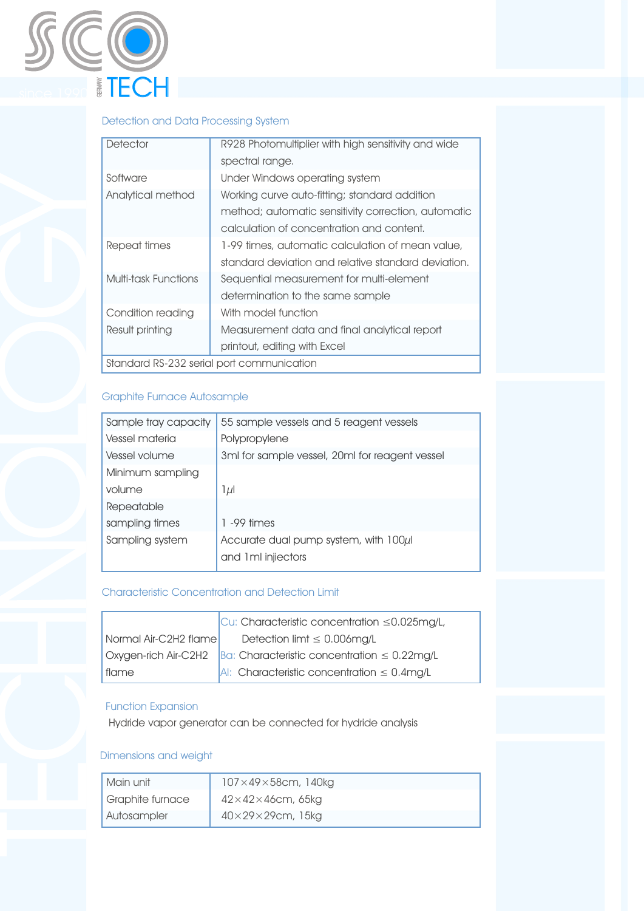## Detection and Data Processing System

| | |
|---|---|
| Detector | R928 Photomultiplier with high sensitivity and wide spectral range. |
| Software | Under Windows operating system |
| Analytical method | Working curve auto-fitting; standard addition method; automatic sensitivity correction, automatic calculation of concentration and content. |
| Repeat times | 1-99 times, automatic calculation of mean value, standard deviation and relative standard deviation. |
| Multi-task Functions | Sequential measurement for multi-element determination to the same sample |
| Condition reading | With model function |
| Result printing | Measurement data and final analytical report printout, editing with Excel |
| Standard RS-232 serial port communication | |

## Graphite Furnace Autosample

| | |
|---|---|
| Sample tray capacity | 55 sample vessels and 5 reagent vessels |
| Vessel materia | Polypropylene |
| Vessel volume | 3ml for sample vessel, 20ml for reagent vessel |
| Minimum sampling volume | 1$\mu$l |
| Repeatable sampling times | 1 -99 times |
| Sampling system | Accurate dual pump system, with 100$\mu$l and 1ml injictors |

## Characteristic Concentration and Detection Limit

| | |
|---|---|
| Normal Air-C2H2 flame | Cu: Characteristic concentration $\leq$0.025mg/L, Detection limt $\leq$ 0.006mg/L |
| Oxygen-rich Air-C2H2 flame | Ba: Characteristic concentration $\leq$ 0.22mg/L |
| | Al: Characteristic concentration $\leq$ 0.4mg/L |

## Function Expansion

Hydride vapor generator can be connected for hydride analysis

## Dimensions and weight

| | |
|---|---|
| Main unit | 107×49×58cm, 140kg |
| Graphite furnace | 42×42×46cm, 65kg |
| Autosampler | 40×29×29cm, 15kg |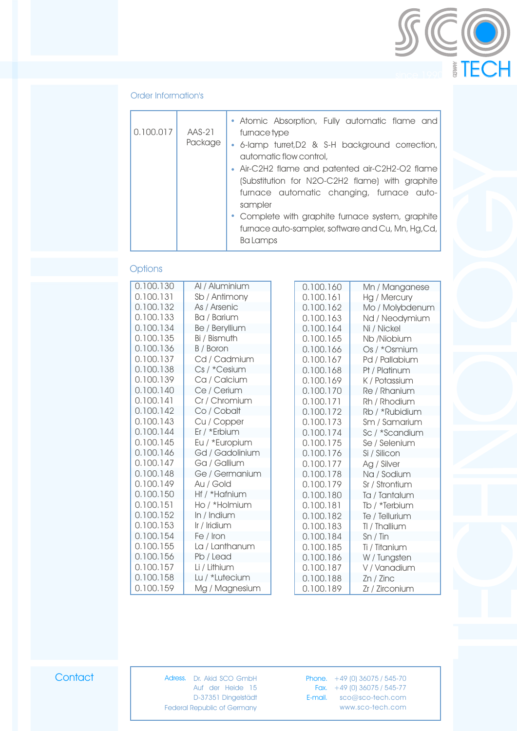## Order Information's

| | | |
|---|---|---|
| 0.100.017 | AAS-21 Package | • Atomic Absorption, Fully automatic flame and furnace type<br>• 6-lamp turret,D2 & S-H background correction, automatic flow control,<br>• Air-C2H2 flame and patented air-C2H2-O2 flame (Substitution for N2O-C2H2 flame) with graphite furnace automatic changing, furnace auto-sampler<br>• Complete with graphite furnace system, graphite furnace auto-sampler, software and Cu, Mn, Hg,Cd, Ba Lamps |

## Options

| | |
|---|---|
| 0.100.130 | Al / Aluminium |
| 0.100.131 | Sb / Antimony |
| 0.100.132 | As / Arsenic |
| 0.100.133 | Ba / Barium |
| 0.100.134 | Be / Beryllium |
| 0.100.135 | Bi / Bismuth |
| 0.100.136 | B / Boron |
| 0.100.137 | Cd / Cadmium |
| 0.100.138 | Cs / *Cesium |
| 0.100.139 | Ca / Calcium |
| 0.100.140 | Ce / Cerium |
| 0.100.141 | Cr / Chromium |
| 0.100.142 | Co / Cobalt |
| 0.100.143 | Cu / Copper |
| 0.100.144 | Er / *Erbium |
| 0.100.145 | Eu / *Europium |
| 0.100.146 | Gd / Gadolinium |
| 0.100.147 | Ga / Gallium |
| 0.100.148 | Ge / Germanium |
| 0.100.149 | Au / Gold |
| 0.100.150 | Hf / *Hafnium |
| 0.100.151 | Ho / *Holmium |
| 0.100.152 | In / Indium |
| 0.100.153 | Ir / Iridium |
| 0.100.154 | Fe / Iron |
| 0.100.155 | La / Lanthanum |
| 0.100.156 | Pb / Lead |
| 0.100.157 | Li / Lithium |
| 0.100.158 | Lu / *Lutecium |
| 0.100.159 | Mg / Magnesium |

| | |
|---|---|
| 0.100.160 | Mn / Manganese |
| 0.100.161 | Hg / Mercury |
| 0.100.162 | Mo / Molybdenum |
| 0.100.163 | Nd / Neodymium |
| 0.100.164 | Ni / Nickel |
| 0.100.165 | Nb /Niobium |
| 0.100.166 | Os / *Osmium |
| 0.100.167 | Pd / Pallabium |
| 0.100.168 | Pt / Platinum |
| 0.100.169 | K / Potassium |
| 0.100.170 | Re / Rhanium |
| 0.100.171 | Rh / Rhodium |
| 0.100.172 | Rb / *Rubidium |
| 0.100.173 | Sm / Samarium |
| 0.100.174 | Sc / *Scandium |
| 0.100.175 | Se / Selenium |
| 0.100.176 | Si / Silicon |
| 0.100.177 | Ag / Silver |
| 0.100.178 | Na / Sodium |
| 0.100.179 | Sr / Strontium |
| 0.100.180 | Ta / Tantalum |
| 0.100.181 | Tb / *Terbium |
| 0.100.182 | Te / Tellurium |
| 0.100.183 | Tl / Thallium |
| 0.100.184 | Sn / Tin |
| 0.100.185 | Ti / Titanium |
| 0.100.186 | W / Tungsten |
| 0.100.187 | V / Vanadium |
| 0.100.188 | Zn / Zinc |
| 0.100.189 | Zr / Zirconium |

## Contact

Adress. Dr. Akid SCO GmbH
Auf der Heide 15
D-37351 Dingelstädt
Federal Republic of Germany

Phone. +49 (0) 36075 / 545-70
Fax. +49 (0) 36075 / 545-77
E-mail. sco@sco-tech.com
www.sco-tech.com